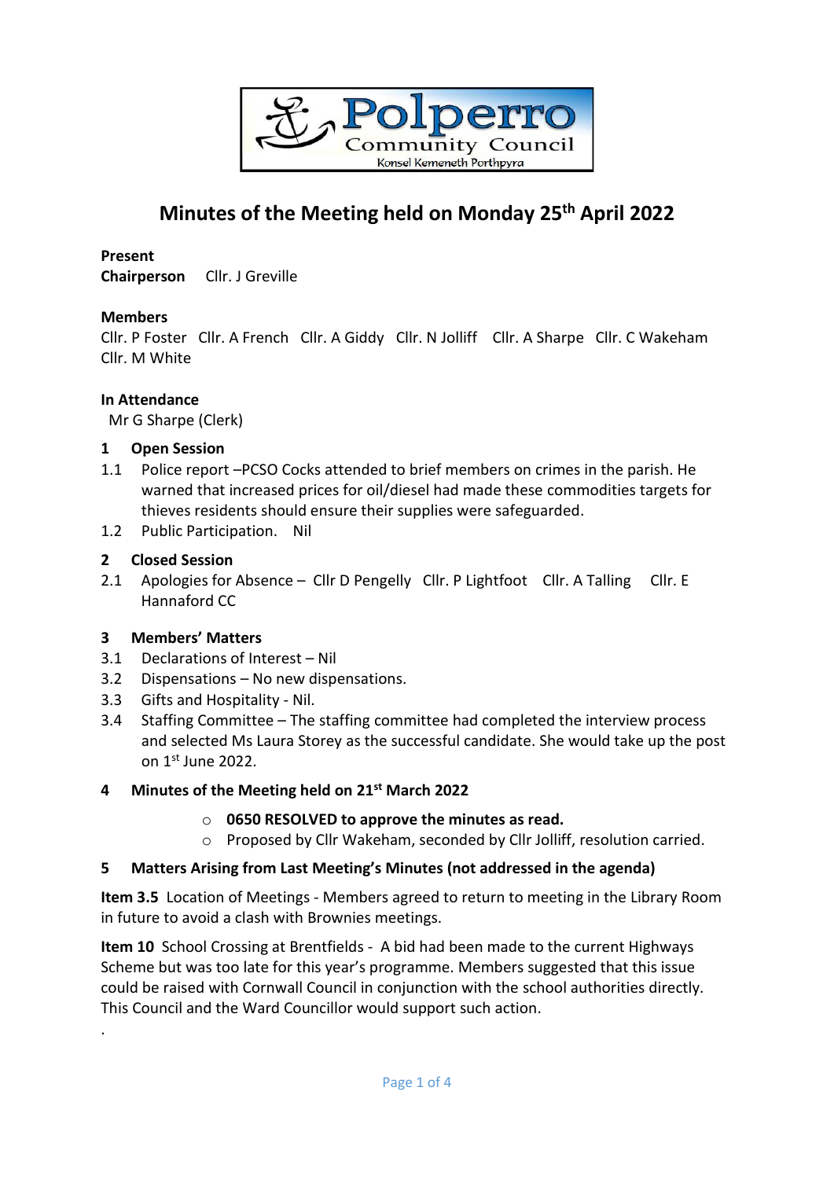Polperro Community Council
Konsel Kemeneth Porthpyra

# Minutes of the Meeting held on Monday 25th April 2022

**Present**
**Chairperson** Cllr. J Greville

**Members**
Cllr. P Foster Cllr. A French Cllr. A Giddy Cllr. N Jolliff Cllr. A Sharpe Cllr. C Wakeham Cllr. M White

**In Attendance**
Mr G Sharpe (Clerk)

## 1 Open Session

1.1 Police report –PCSO Cocks attended to brief members on crimes in the parish. He warned that increased prices for oil/diesel had made these commodities targets for thieves residents should ensure their supplies were safeguarded.

1.2 Public Participation. Nil

## 2 Closed Session

2.1 Apologies for Absence – Cllr D Pengelly Cllr. P Lightfoot Cllr. A Talling Cllr. E Hannaford CC

## 3 Members' Matters

3.1 Declarations of Interest – Nil

3.2 Dispensations – No new dispensations.

3.3 Gifts and Hospitality - Nil.

3.4 Staffing Committee – The staffing committee had completed the interview process and selected Ms Laura Storey as the successful candidate. She would take up the post on 1st June 2022.

## 4 Minutes of the Meeting held on 21st March 2022

- **0650 RESOLVED to approve the minutes as read.**
- Proposed by Cllr Wakeham, seconded by Cllr Jolliff, resolution carried.

## 5 Matters Arising from Last Meeting's Minutes (not addressed in the agenda)

**Item 3.5** Location of Meetings - Members agreed to return to meeting in the Library Room in future to avoid a clash with Brownies meetings.

**Item 10** School Crossing at Brentfields - A bid had been made to the current Highways Scheme but was too late for this year's programme. Members suggested that this issue could be raised with Cornwall Council in conjunction with the school authorities directly. This Council and the Ward Councillor would support such action.

.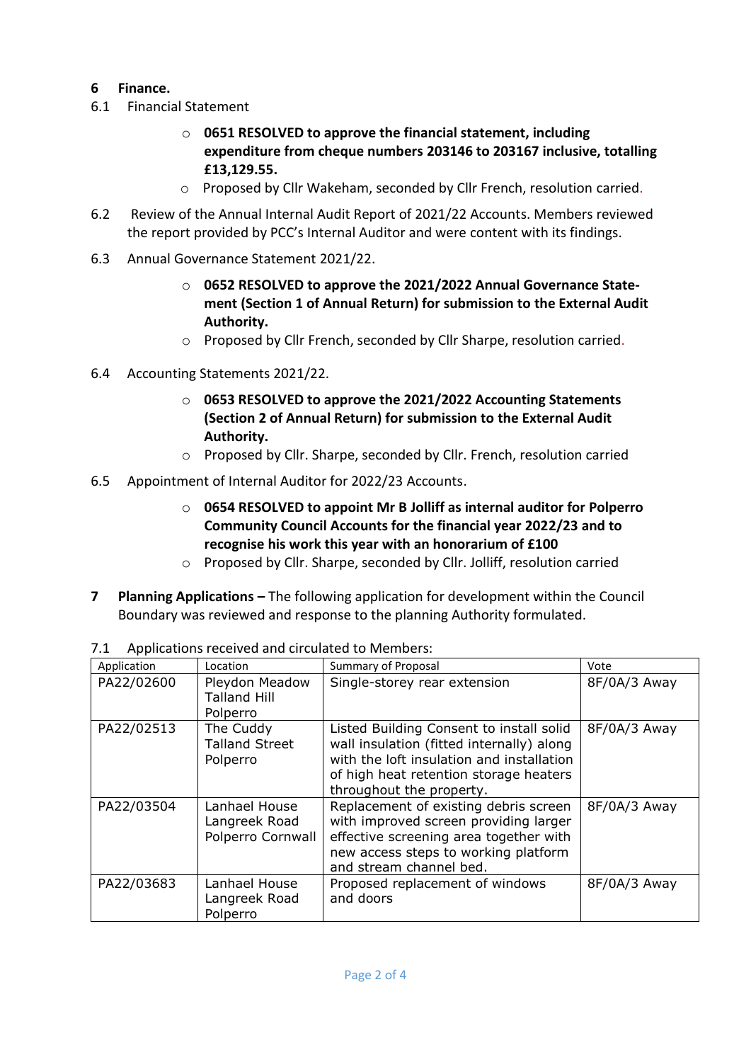## 6 Finance.

6.1 Financial Statement

- **0651 RESOLVED to approve the financial statement, including expenditure from cheque numbers 203146 to 203167 inclusive, totalling £13,129.55.**
- Proposed by Cllr Wakeham, seconded by Cllr French, resolution carried.

6.2 Review of the Annual Internal Audit Report of 2021/22 Accounts. Members reviewed the report provided by PCC's Internal Auditor and were content with its findings.

6.3 Annual Governance Statement 2021/22.

- **0652 RESOLVED to approve the 2021/2022 Annual Governance Statement (Section 1 of Annual Return) for submission to the External Audit Authority.**
- Proposed by Cllr French, seconded by Cllr Sharpe, resolution carried.

6.4 Accounting Statements 2021/22.

- **0653 RESOLVED to approve the 2021/2022 Accounting Statements (Section 2 of Annual Return) for submission to the External Audit Authority.**
- Proposed by Cllr. Sharpe, seconded by Cllr. French, resolution carried

6.5 Appointment of Internal Auditor for 2022/23 Accounts.

- **0654 RESOLVED to appoint Mr B Jolliff as internal auditor for Polperro Community Council Accounts for the financial year 2022/23 and to recognise his work this year with an honorarium of £100**
- Proposed by Cllr. Sharpe, seconded by Cllr. Jolliff, resolution carried

## 7 Planning Applications – The following application for development within the Council Boundary was reviewed and response to the planning Authority formulated.

7.1 Applications received and circulated to Members:

| Application | Location | Summary of Proposal | Vote |
|---|---|---|---|
| PA22/02600 | Pleydon Meadow Talland Hill Polperro | Single-storey rear extension | 8F/0A/3 Away |
| PA22/02513 | The Cuddy Talland Street Polperro | Listed Building Consent to install solid wall insulation (fitted internally) along with the loft insulation and installation of high heat retention storage heaters throughout the property. | 8F/0A/3 Away |
| PA22/03504 | Lanhael House Langreek Road Polperro Cornwall | Replacement of existing debris screen with improved screen providing larger effective screening area together with new access steps to working platform and stream channel bed. | 8F/0A/3 Away |
| PA22/03683 | Lanhael House Langreek Road Polperro | Proposed replacement of windows and doors | 8F/0A/3 Away |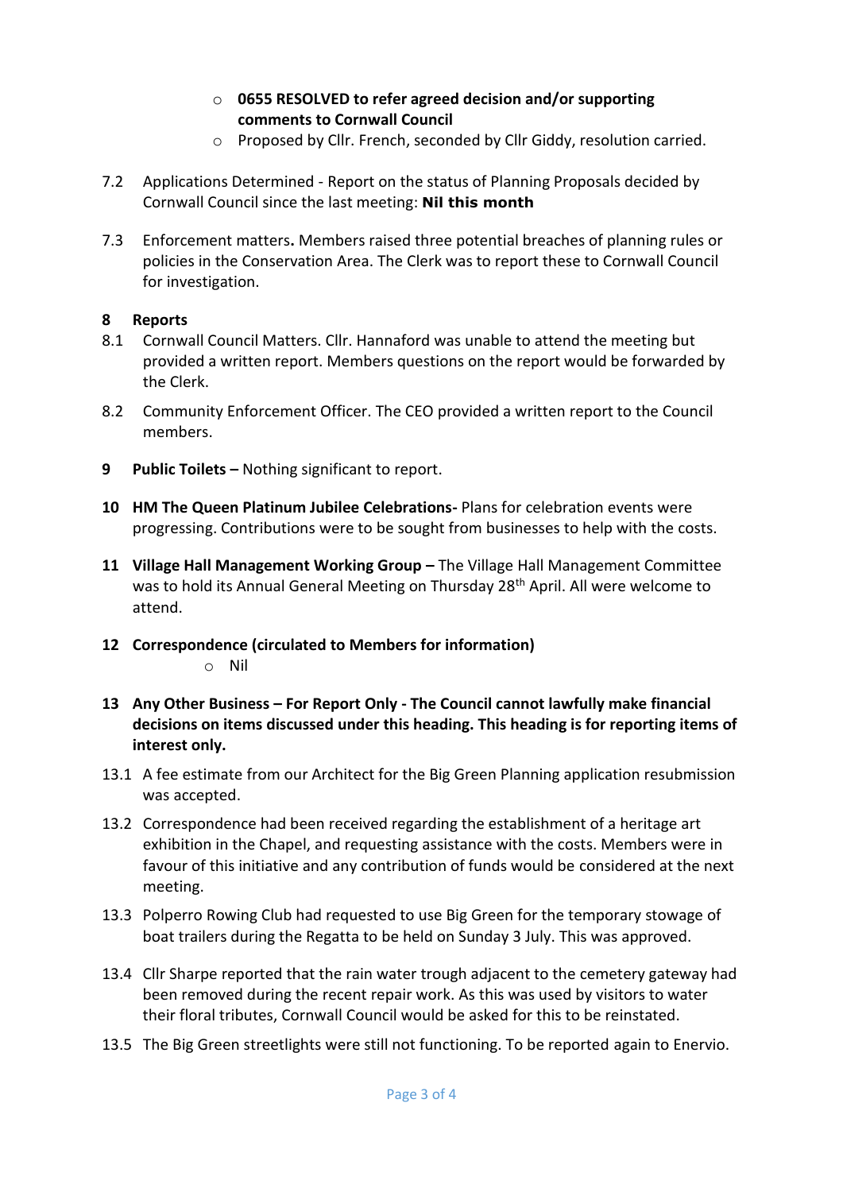- **0655 RESOLVED to refer agreed decision and/or supporting comments to Cornwall Council**
- Proposed by Cllr. French, seconded by Cllr Giddy, resolution carried.

7.2 Applications Determined - Report on the status of Planning Proposals decided by Cornwall Council since the last meeting: **Nil this month**

7.3 Enforcement matters**.** Members raised three potential breaches of planning rules or policies in the Conservation Area. The Clerk was to report these to Cornwall Council for investigation.

**8 Reports**

8.1 Cornwall Council Matters. Cllr. Hannaford was unable to attend the meeting but provided a written report. Members questions on the report would be forwarded by the Clerk.

8.2 Community Enforcement Officer. The CEO provided a written report to the Council members.

**9 Public Toilets –** Nothing significant to report.

**10 HM The Queen Platinum Jubilee Celebrations-** Plans for celebration events were progressing. Contributions were to be sought from businesses to help with the costs.

**11 Village Hall Management Working Group –** The Village Hall Management Committee was to hold its Annual General Meeting on Thursday 28th April. All were welcome to attend.

**12 Correspondence (circulated to Members for information)**

- Nil

**13 Any Other Business – For Report Only - The Council cannot lawfully make financial decisions on items discussed under this heading. This heading is for reporting items of interest only.**

13.1 A fee estimate from our Architect for the Big Green Planning application resubmission was accepted.

13.2 Correspondence had been received regarding the establishment of a heritage art exhibition in the Chapel, and requesting assistance with the costs. Members were in favour of this initiative and any contribution of funds would be considered at the next meeting.

13.3 Polperro Rowing Club had requested to use Big Green for the temporary stowage of boat trailers during the Regatta to be held on Sunday 3 July. This was approved.

13.4 Cllr Sharpe reported that the rain water trough adjacent to the cemetery gateway had been removed during the recent repair work. As this was used by visitors to water their floral tributes, Cornwall Council would be asked for this to be reinstated.

13.5 The Big Green streetlights were still not functioning. To be reported again to Enervio.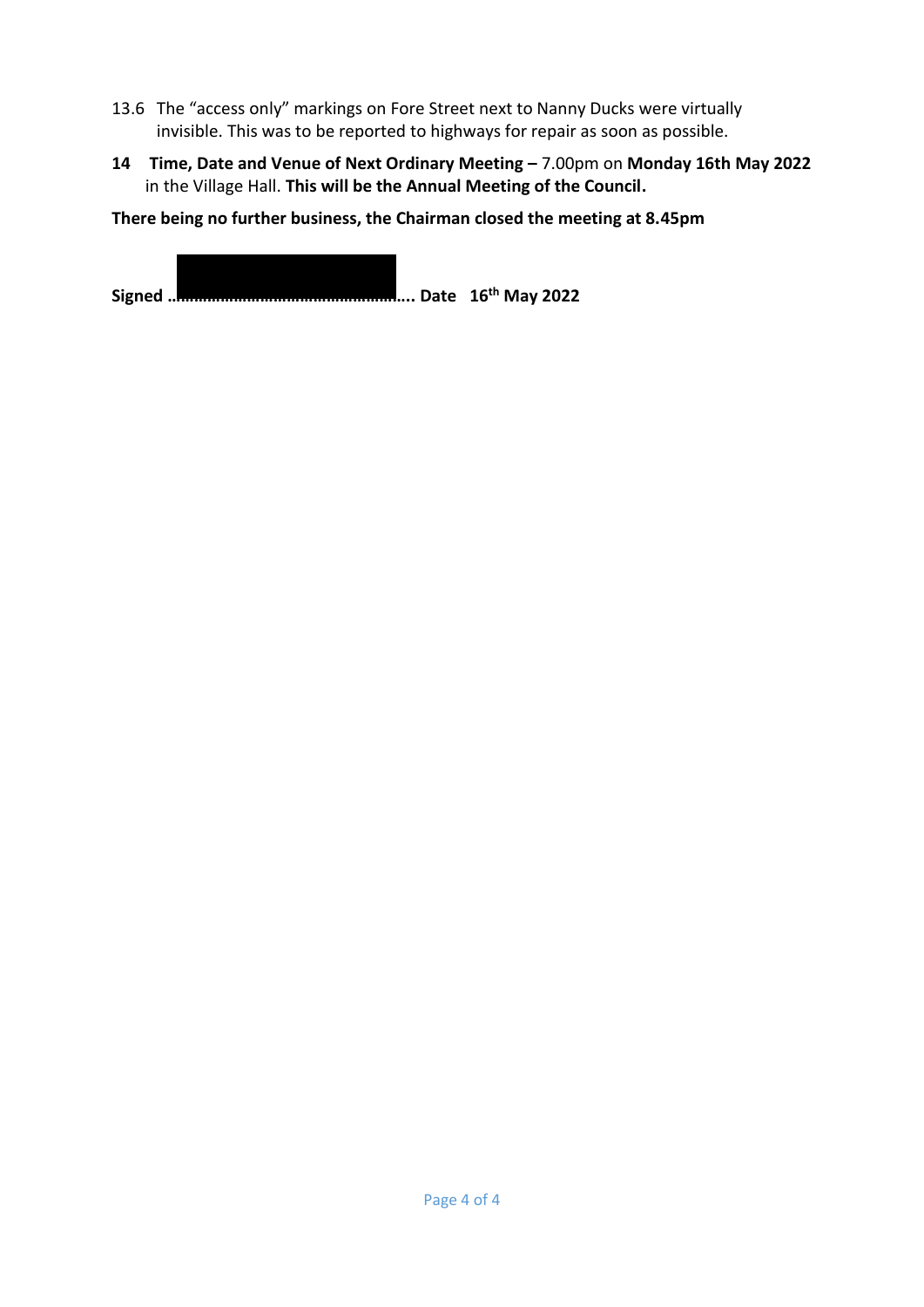13.6 The "access only" markings on Fore Street next to Nanny Ducks were virtually invisible. This was to be reported to highways for repair as soon as possible.

**14 Time, Date and Venue of Next Ordinary Meeting –** 7.00pm on **Monday 16th May 2022** in the Village Hall. **This will be the Annual Meeting of the Council.**

**There being no further business, the Chairman closed the meeting at 8.45pm**

**Signed ……………………………………………….... Date 16th May 2022**